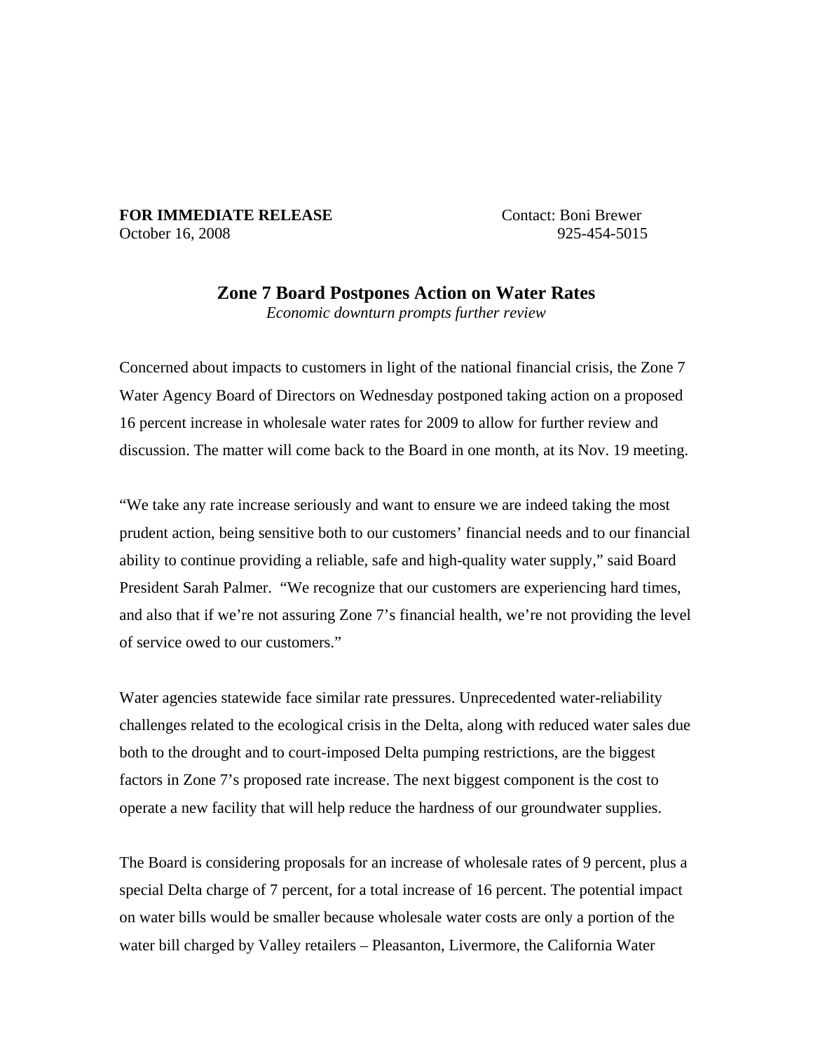**FOR IMMEDIATE RELEASE** Contact: Boni Brewer
October 16, 2008 925-454-5015

# Zone 7 Board Postpones Action on Water Rates

*Economic downturn prompts further review*

Concerned about impacts to customers in light of the national financial crisis, the Zone 7 Water Agency Board of Directors on Wednesday postponed taking action on a proposed 16 percent increase in wholesale water rates for 2009 to allow for further review and discussion. The matter will come back to the Board in one month, at its Nov. 19 meeting.

"We take any rate increase seriously and want to ensure we are indeed taking the most prudent action, being sensitive both to our customers' financial needs and to our financial ability to continue providing a reliable, safe and high-quality water supply," said Board President Sarah Palmer. "We recognize that our customers are experiencing hard times, and also that if we're not assuring Zone 7's financial health, we're not providing the level of service owed to our customers."

Water agencies statewide face similar rate pressures. Unprecedented water-reliability challenges related to the ecological crisis in the Delta, along with reduced water sales due both to the drought and to court-imposed Delta pumping restrictions, are the biggest factors in Zone 7's proposed rate increase. The next biggest component is the cost to operate a new facility that will help reduce the hardness of our groundwater supplies.

The Board is considering proposals for an increase of wholesale rates of 9 percent, plus a special Delta charge of 7 percent, for a total increase of 16 percent. The potential impact on water bills would be smaller because wholesale water costs are only a portion of the water bill charged by Valley retailers – Pleasanton, Livermore, the California Water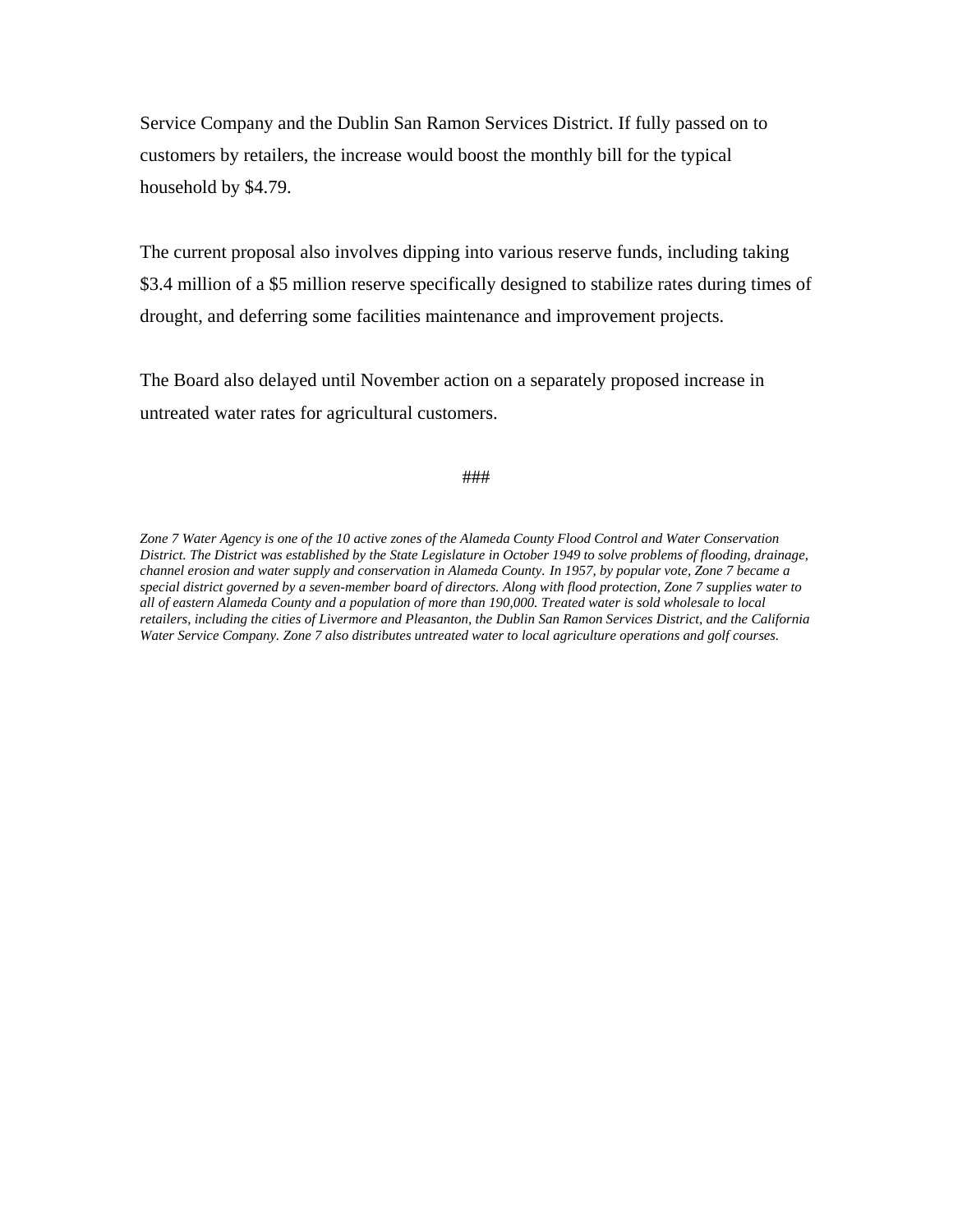Service Company and the Dublin San Ramon Services District. If fully passed on to customers by retailers, the increase would boost the monthly bill for the typical household by $4.79.

The current proposal also involves dipping into various reserve funds, including taking $3.4 million of a $5 million reserve specifically designed to stabilize rates during times of drought, and deferring some facilities maintenance and improvement projects.

The Board also delayed until November action on a separately proposed increase in untreated water rates for agricultural customers.

###

*Zone 7 Water Agency is one of the 10 active zones of the Alameda County Flood Control and Water Conservation District. The District was established by the State Legislature in October 1949 to solve problems of flooding, drainage, channel erosion and water supply and conservation in Alameda County. In 1957, by popular vote, Zone 7 became a special district governed by a seven-member board of directors. Along with flood protection, Zone 7 supplies water to all of eastern Alameda County and a population of more than 190,000. Treated water is sold wholesale to local retailers, including the cities of Livermore and Pleasanton, the Dublin San Ramon Services District, and the California Water Service Company. Zone 7 also distributes untreated water to local agriculture operations and golf courses.*